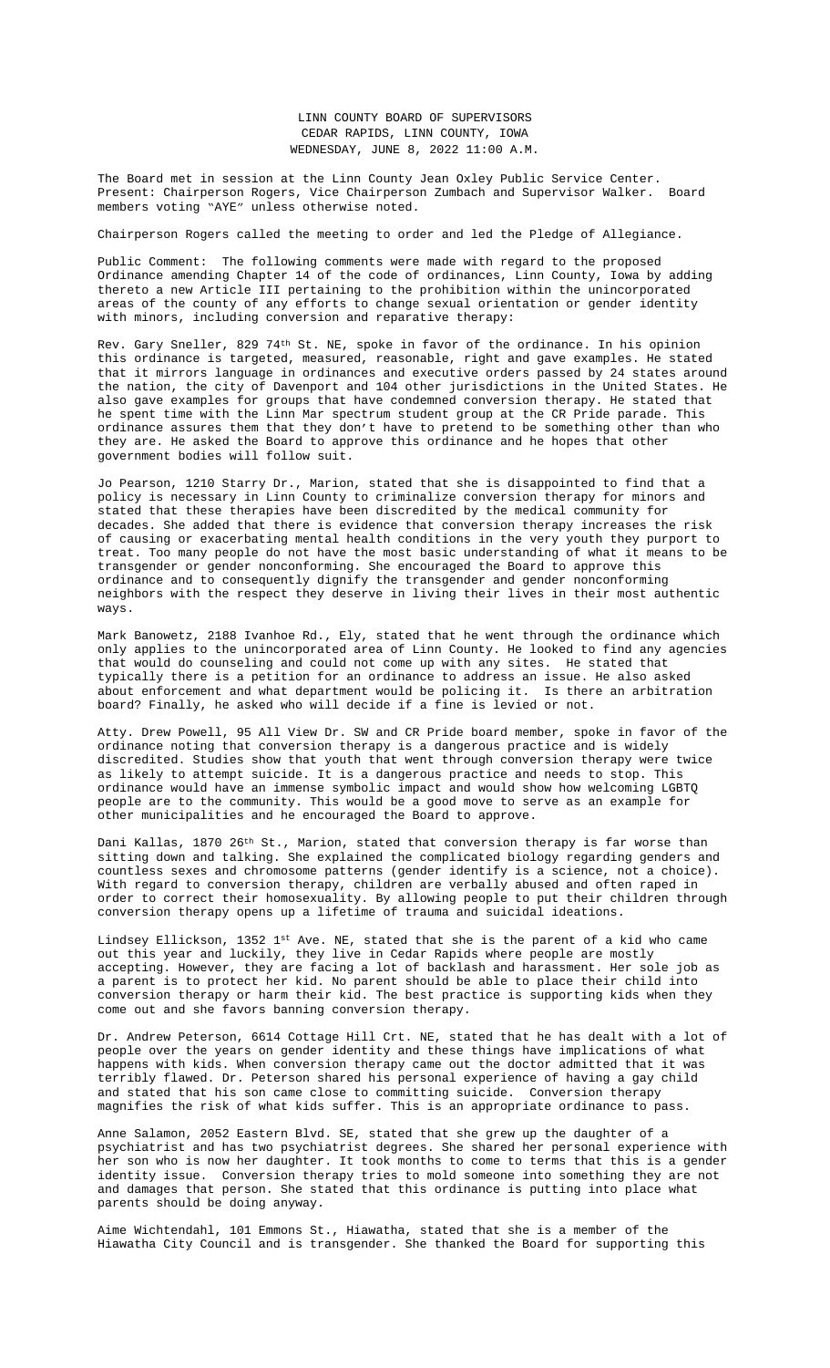# LINN COUNTY BOARD OF SUPERVISORS
## CEDAR RAPIDS, LINN COUNTY, IOWA
## WEDNESDAY, JUNE 8, 2022 11:00 A.M.

The Board met in session at the Linn County Jean Oxley Public Service Center. Present: Chairperson Rogers, Vice Chairperson Zumbach and Supervisor Walker. Board members voting "AYE" unless otherwise noted.

Chairperson Rogers called the meeting to order and led the Pledge of Allegiance.

Public Comment: The following comments were made with regard to the proposed Ordinance amending Chapter 14 of the code of ordinances, Linn County, Iowa by adding thereto a new Article III pertaining to the prohibition within the unincorporated areas of the county of any efforts to change sexual orientation or gender identity with minors, including conversion and reparative therapy:

Rev. Gary Sneller, 829 74th St. NE, spoke in favor of the ordinance. In his opinion this ordinance is targeted, measured, reasonable, right and gave examples. He stated that it mirrors language in ordinances and executive orders passed by 24 states around the nation, the city of Davenport and 104 other jurisdictions in the United States. He also gave examples for groups that have condemned conversion therapy. He stated that he spent time with the Linn Mar spectrum student group at the CR Pride parade. This ordinance assures them that they don't have to pretend to be something other than who they are. He asked the Board to approve this ordinance and he hopes that other government bodies will follow suit.

Jo Pearson, 1210 Starry Dr., Marion, stated that she is disappointed to find that a policy is necessary in Linn County to criminalize conversion therapy for minors and stated that these therapies have been discredited by the medical community for decades. She added that there is evidence that conversion therapy increases the risk of causing or exacerbating mental health conditions in the very youth they purport to treat. Too many people do not have the most basic understanding of what it means to be transgender or gender nonconforming. She encouraged the Board to approve this ordinance and to consequently dignify the transgender and gender nonconforming neighbors with the respect they deserve in living their lives in their most authentic ways.

Mark Banowetz, 2188 Ivanhoe Rd., Ely, stated that he went through the ordinance which only applies to the unincorporated area of Linn County. He looked to find any agencies that would do counseling and could not come up with any sites. He stated that typically there is a petition for an ordinance to address an issue. He also asked about enforcement and what department would be policing it. Is there an arbitration board? Finally, he asked who will decide if a fine is levied or not.

Atty. Drew Powell, 95 All View Dr. SW and CR Pride board member, spoke in favor of the ordinance noting that conversion therapy is a dangerous practice and is widely discredited. Studies show that youth that went through conversion therapy were twice as likely to attempt suicide. It is a dangerous practice and needs to stop. This ordinance would have an immense symbolic impact and would show how welcoming LGBTQ people are to the community. This would be a good move to serve as an example for other municipalities and he encouraged the Board to approve.

Dani Kallas, 1870 26th St., Marion, stated that conversion therapy is far worse than sitting down and talking. She explained the complicated biology regarding genders and countless sexes and chromosome patterns (gender identify is a science, not a choice). With regard to conversion therapy, children are verbally abused and often raped in order to correct their homosexuality. By allowing people to put their children through conversion therapy opens up a lifetime of trauma and suicidal ideations.

Lindsey Ellickson, 1352 1st Ave. NE, stated that she is the parent of a kid who came out this year and luckily, they live in Cedar Rapids where people are mostly accepting. However, they are facing a lot of backlash and harassment. Her sole job as a parent is to protect her kid. No parent should be able to place their child into conversion therapy or harm their kid. The best practice is supporting kids when they come out and she favors banning conversion therapy.

Dr. Andrew Peterson, 6614 Cottage Hill Crt. NE, stated that he has dealt with a lot of people over the years on gender identity and these things have implications of what happens with kids. When conversion therapy came out the doctor admitted that it was terribly flawed. Dr. Peterson shared his personal experience of having a gay child and stated that his son came close to committing suicide. Conversion therapy magnifies the risk of what kids suffer. This is an appropriate ordinance to pass.

Anne Salamon, 2052 Eastern Blvd. SE, stated that she grew up the daughter of a psychiatrist and has two psychiatrist degrees. She shared her personal experience with her son who is now her daughter. It took months to come to terms that this is a gender identity issue. Conversion therapy tries to mold someone into something they are not and damages that person. She stated that this ordinence is putting into place what parents should be doing anyway.

Aime Wichtendahl, 101 Emmons St., Hiawatha, stated that she is a member of the Hiawatha City Council and is transgender. She thanked the Board for supporting this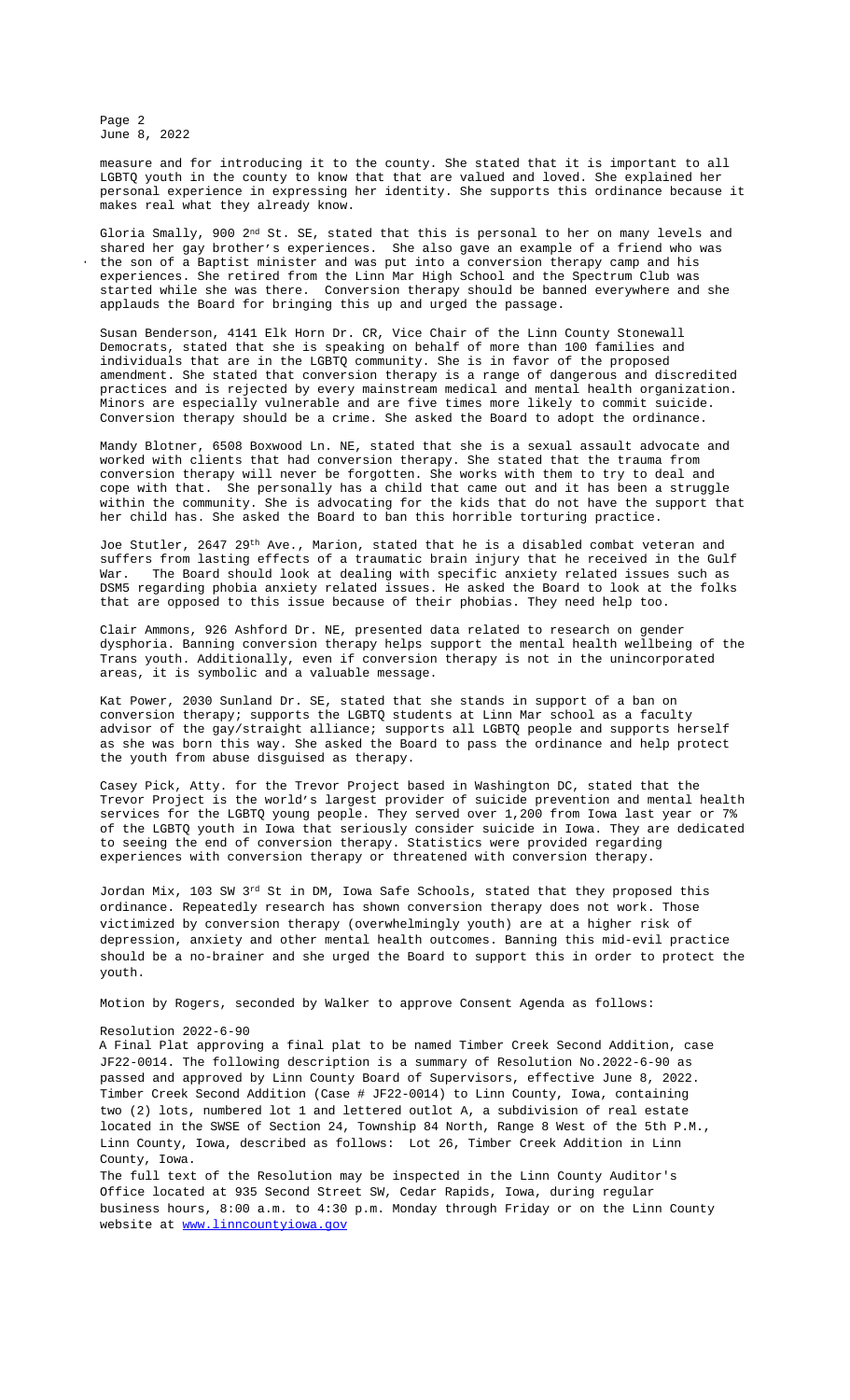measure and for introducing it to the county. She stated that it is important to all LGBTQ youth in the county to know that that are valued and loved. She explained her personal experience in expressing her identity. She supports this ordinance because it makes real what they already know.

Gloria Smally, 900 2nd St. SE, stated that this is personal to her on many levels and shared her gay brother's experiences. She also gave an example of a friend who was the son of a Baptist minister and was put into a conversion therapy camp and his experiences. She retired from the Linn Mar High School and the Spectrum Club was started while she was there. Conversion therapy should be banned everywhere and she applauds the Board for bringing this up and urged the passage.

Susan Benderson, 4141 Elk Horn Dr. CR, Vice Chair of the Linn County Stonewall Democrats, stated that she is speaking on behalf of more than 100 families and individuals that are in the LGBTQ community. She is in favor of the proposed amendment. She stated that conversion therapy is a range of dangerous and discredited practices and is rejected by every mainstream medical and mental health organization. Minors are especially vulnerable and are five times more likely to commit suicide. Conversion therapy should be a crime. She asked the Board to adopt the ordinance.

Mandy Blotner, 6508 Boxwood Ln. NE, stated that she is a sexual assault advocate and worked with clients that had conversion therapy. She stated that the trauma from conversion therapy will never be forgotten. She works with them to try to deal and cope with that. She personally has a child that came out and it has been a struggle within the community. She is advocating for the kids that do not have the support that her child has. She asked the Board to ban this horrible torturing practice.

Joe Stutler, 2647 29th Ave., Marion, stated that he is a disabled combat veteran and suffers from lasting effects of a traumatic brain injury that he received in the Gulf War. The Board should look at dealing with specific anxiety related issues such as DSM5 regarding phobia anxiety related issues. He asked the Board to look at the folks that are opposed to this issue because of their phobias. They need help too.

Clair Ammons, 926 Ashford Dr. NE, presented data related to research on gender dysphoria. Banning conversion therapy helps support the mental health wellbeing of the Trans youth. Additionally, even if conversion therapy is not in the unincorporated areas, it is symbolic and a valuable message.

Kat Power, 2030 Sunland Dr. SE, stated that she stands in support of a ban on conversion therapy; supports the LGBTQ students at Linn Mar school as a faculty advisor of the gay/straight alliance; supports all LGBTQ people and supports herself as she was born this way. She asked the Board to pass the ordinance and help protect the youth from abuse disguised as therapy.

Casey Pick, Atty. for the Trevor Project based in Washington DC, stated that the Trevor Project is the world's largest provider of suicide prevention and mental health services for the LGBTQ young people. They served over 1,200 from Iowa last year or 7% of the LGBTQ youth in Iowa that seriously consider suicide in Iowa. They are dedicated to seeing the end of conversion therapy. Statistics were provided regarding experiences with conversion therapy or threatened with conversion therapy.

Jordan Mix, 103 SW 3rd St in DM, Iowa Safe Schools, stated that they proposed this ordinance. Repeatedly research has shown conversion therapy does not work. Those victimized by conversion therapy (overwhelmingly youth) are at a higher risk of depression, anxiety and other mental health outcomes. Banning this mid-evil practice should be a no-brainer and she urged the Board to support this in order to protect the youth.

Motion by Rogers, seconded by Walker to approve Consent Agenda as follows:

Resolution 2022-6-90
A Final Plat approving a final plat to be named Timber Creek Second Addition, case JF22-0014. The following description is a summary of Resolution No.2022-6-90 as passed and approved by Linn County Board of Supervisors, effective June 8, 2022. Timber Creek Second Addition (Case # JF22-0014) to Linn County, Iowa, containing two (2) lots, numbered lot 1 and lettered outlot A, a subdivision of real estate located in the SWSE of Section 24, Township 84 North, Range 8 West of the 5th P.M., Linn County, Iowa, described as follows: Lot 26, Timber Creek Addition in Linn County, Iowa.
The full text of the Resolution may be inspected in the Linn County Auditor's Office located at 935 Second Street SW, Cedar Rapids, Iowa, during regular business hours, 8:00 a.m. to 4:30 p.m. Monday through Friday or on the Linn County website at www.linncountyiowa.gov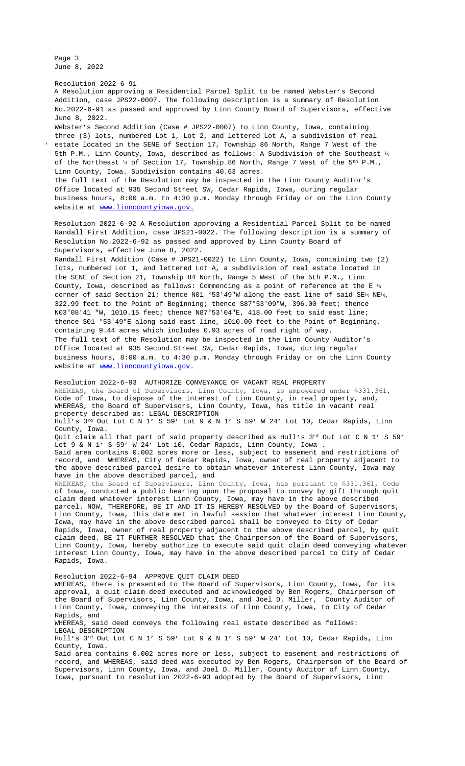Resolution 2022-6-91

A Resolution approving a Residential Parcel Split to be named Webster's Second Addition, case JPS22-0007. The following description is a summary of Resolution No.2022-6-91 as passed and approved by Linn County Board of Supervisors, effective June 8, 2022.

Webster's Second Addition (Case # JPS22-0007) to Linn County, Iowa, containing three (3) lots, numbered Lot 1, Lot 2, and lettered Lot A, a subdivision of real estate located in the SENE of Section 17, Township 86 North, Range 7 West of the 5th P.M., Linn County, Iowa, described as follows: A Subdivision of the Southeast ¼ of the Northeast ¼ of Section 17, Township 86 North, Range 7 West of the 5th P.M., Linn County, Iowa. Subdivision contains 40.63 acres.

The full text of the Resolution may be inspected in the Linn County Auditor's Office located at 935 Second Street SW, Cedar Rapids, Iowa, during regular business hours, 8:00 a.m. to 4:30 p.m. Monday through Friday or on the Linn County website at www.linncountyiowa.gov.

Resolution 2022-6-92 A Resolution approving a Residential Parcel Split to be named Randall First Addition, case JPS21-0022. The following description is a summary of Resolution No.2022-6-92 as passed and approved by Linn County Board of Supervisors, effective June 8, 2022.

Randall First Addition (Case # JPS21-0022) to Linn County, Iowa, containing two (2) lots, numbered Lot 1, and lettered Lot A, a subdivision of real estate located in the SENE of Section 21, Township 84 North, Range 5 West of the 5th P.M., Linn County, Iowa, described as follows: Commencing as a point of reference at the E ¼ corner of said Section 21; thence N01 °53'49"W along the east line of said SE¼ NE¼, 322.99 feet to the Point of Beginning; thence S87°53'09"W, 396.00 feet; thence N03°08'41 "W, 1010.15 feet; thence N87°53'04"E, 418.00 feet to said east line; thence S01 °53'49"E along said east line, 1010.00 feet to the Point of Beginning, containing 9.44 acres which includes 0.93 acres of road right of way.

The full text of the Resolution may be inspected in the Linn County Auditor's Office located at 935 Second Street SW, Cedar Rapids, Iowa, during regular business hours, 8:00 a.m. to 4:30 p.m. Monday through Friday or on the Linn County website at www.linncountyiowa.gov.

Resolution 2022-6-93 AUTHORIZE CONVEYANCE OF VACANT REAL PROPERTY

WHEREAS, the Board of Supervisors, Linn County, Iowa, is empowered under §331.361, Code of Iowa, to dispose of the interest of Linn County, in real property, and, WHEREAS, the Board of Supervisors, Linn County, Iowa, has title in vacant real property described as: LEGAL DESCRIPTION

Hull's 3rd Out Lot C N 1' S 59' Lot 9 & N 1' S 59' W 24' Lot 10, Cedar Rapids, Linn County, Iowa.

Quit claim all that part of said property described as Hull's 3rd Out Lot C N 1' S 59' Lot 9 & N 1' S 59' W 24' Lot 10, Cedar Rapids, Linn County, Iowa .

Said area contains 0.002 acres more or less, subject to easement and restrictions of record, and WHEREAS, City of Cedar Rapids, Iowa, owner of real property adjacent to the above described parcel desire to obtain whatever interest Linn County, Iowa may have in the above described parcel, and

WHEREAS, the Board of Supervisors, Linn County, Iowa, has pursuant to §331.361, Code of Iowa, conducted a public hearing upon the proposal to convey by gift through quit claim deed whatever interest Linn County, Iowa, may have in the above described parcel. NOW, THEREFORE, BE IT AND IT IS HEREBY RESOLVED by the Board of Supervisors, Linn County, Iowa, this date met in lawful session that whatever interest Linn County, Iowa, may have in the above described parcel shall be conveyed to City of Cedar Rapids, Iowa, owner of real property adjacent to the above described parcel, by quit claim deed. BE IT FURTHER RESOLVED that the Chairperson of the Board of Supervisors, Linn County, Iowa, hereby authorize to execute said quit claim deed conveying whatever interest Linn County, Iowa, may have in the above described parcel to City of Cedar Rapids, Iowa.

Resolution 2022-6-94 APPROVE QUIT CLAIM DEED

WHEREAS, there is presented to the Board of Supervisors, Linn County, Iowa, for its approval, a quit claim deed executed and acknowledged by Ben Rogers, Chairperson of the Board of Supervisors, Linn County, Iowa, and Joel D. Miller, County Auditor of Linn County, Iowa, conveying the interests of Linn County, Iowa, to City of Cedar Rapids, and

WHEREAS, said deed conveys the following real estate described as follows:

LEGAL DESCRIPTION

Hull's 3rd Out Lot C N 1' S 59' Lot 9 & N 1' S 59' W 24' Lot 10, Cedar Rapids, Linn County, Iowa.

Said area contains 0.002 acres more or less, subject to easement and restrictions of record, and WHEREAS, said deed was executed by Ben Rogers, Chairperson of the Board of Supervisors, Linn County, Iowa, and Joel D. Miller, County Auditor of Linn County, Iowa, pursuant to resolution 2022-6-93 adopted by the Board of Supervisors, Linn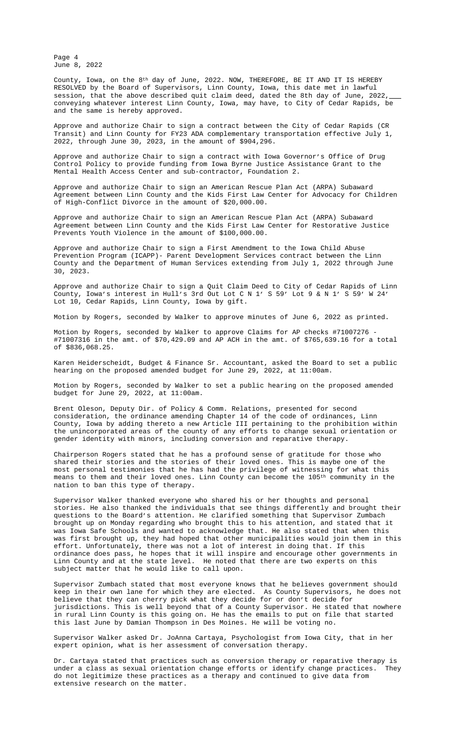County, Iowa, on the 8th day of June, 2022. NOW, THEREFORE, BE IT AND IT IS HEREBY RESOLVED by the Board of Supervisors, Linn County, Iowa, this date met in lawful session, that the above described quit claim deed, dated the 8th day of June, 2022, conveying whatever interest Linn County, Iowa, may have, to City of Cedar Rapids, be and the same is hereby approved.

Approve and authorize Chair to sign a contract between the City of Cedar Rapids (CR Transit) and Linn County for FY23 ADA complementary transportation effective July 1, 2022, through June 30, 2023, in the amount of $904,296.

Approve and authorize Chair to sign a contract with Iowa Governor's Office of Drug Control Policy to provide funding from Iowa Byrne Justice Assistance Grant to the Mental Health Access Center and sub-contractor, Foundation 2.

Approve and authorize Chair to sign an American Rescue Plan Act (ARPA) Subaward Agreement between Linn County and the Kids First Law Center for Advocacy for Children of High-Conflict Divorce in the amount of $20,000.00.

Approve and authorize Chair to sign an American Rescue Plan Act (ARPA) Subaward Agreement between Linn County and the Kids First Law Center for Restorative Justice Prevents Youth Violence in the amount of $100,000.00.

Approve and authorize Chair to sign a First Amendment to the Iowa Child Abuse Prevention Program (ICAPP)- Parent Development Services contract between the Linn County and the Department of Human Services extending from July 1, 2022 through June 30, 2023.

Approve and authorize Chair to sign a Quit Claim Deed to City of Cedar Rapids of Linn County, Iowa's interest in Hull's 3rd Out Lot C N 1' S 59' Lot 9 & N 1' S 59' W 24' Lot 10, Cedar Rapids, Linn County, Iowa by gift.

Motion by Rogers, seconded by Walker to approve minutes of June 6, 2022 as printed.

Motion by Rogers, seconded by Walker to approve Claims for AP checks #71007276 - #71007316 in the amt. of $70,429.09 and AP ACH in the amt. of $765,639.16 for a total of $836,068.25.

Karen Heiderscheidt, Budget & Finance Sr. Accountant, asked the Board to set a public hearing on the proposed amended budget for June 29, 2022, at 11:00am.

Motion by Rogers, seconded by Walker to set a public hearing on the proposed amended budget for June 29, 2022, at 11:00am.

Brent Oleson, Deputy Dir. of Policy & Comm. Relations, presented for second consideration, the ordinance amending Chapter 14 of the code of ordinances, Linn County, Iowa by adding thereto a new Article III pertaining to the prohibition within the unincorporated areas of the county of any efforts to change sexual orientation or gender identity with minors, including conversion and reparative therapy.

Chairperson Rogers stated that he has a profound sense of gratitude for those who shared their stories and the stories of their loved ones. This is maybe one of the most personal testimonies that he has had the privilege of witnessing for what this means to them and their loved ones. Linn County can become the 105th community in the nation to ban this type of therapy.

Supervisor Walker thanked everyone who shared his or her thoughts and personal stories. He also thanked the individuals that see things differently and brought their questions to the Board's attention. He clarified something that Supervisor Zumbach brought up on Monday regarding who brought this to his attention, and stated that it was Iowa Safe Schools and wanted to acknowledge that. He also stated that when this was first brought up, they had hoped that other municipalities would join them in this effort. Unfortunately, there was not a lot of interest in doing that. If this ordinance does pass, he hopes that it will inspire and encourage other governments in Linn County and at the state level. He noted that there are two experts on this subject matter that he would like to call upon.

Supervisor Zumbach stated that most everyone knows that he believes government should keep in their own lane for which they are elected. As County Supervisors, he does not believe that they can cherry pick what they decide for or don't decide for jurisdictions. This is well beyond that of a County Supervisor. He stated that nowhere in rural Linn County is this going on. He has the emails to put on file that started this last June by Damian Thompson in Des Moines. He will be voting no.

Supervisor Walker asked Dr. JoAnna Cartaya, Psychologist from Iowa City, that in her expert opinion, what is her assessment of conversation therapy.

Dr. Cartaya stated that practices such as conversion therapy or reparative therapy is under a class as sexual orientation change efforts or identify change practices. They do not legitimize these practices as a therapy and continued to give data from extensive research on the matter.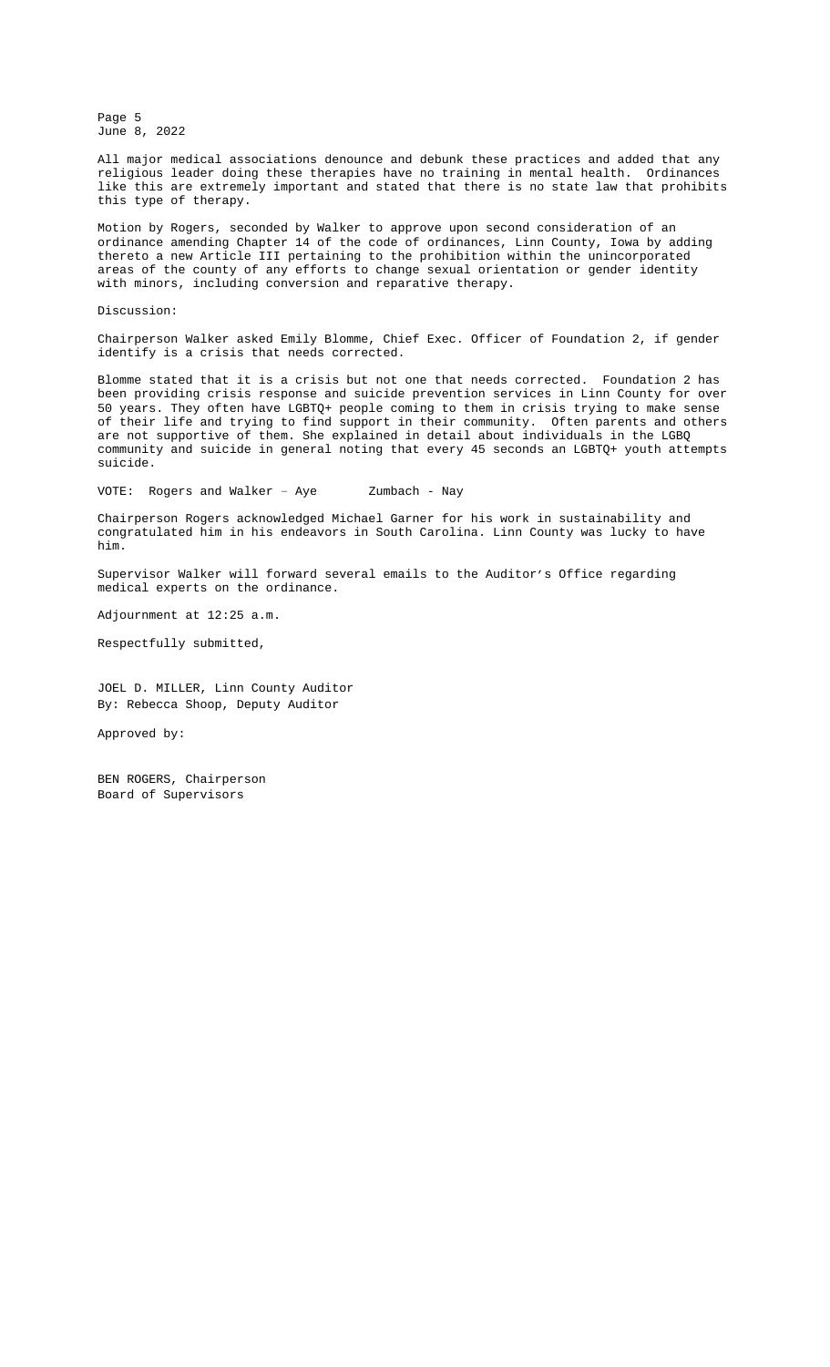All major medical associations denounce and debunk these practices and added that any religious leader doing these therapies have no training in mental health. Ordinances like this are extremely important and stated that there is no state law that prohibits this type of therapy.

Motion by Rogers, seconded by Walker to approve upon second consideration of an ordinance amending Chapter 14 of the code of ordinances, Linn County, Iowa by adding thereto a new Article III pertaining to the prohibition within the unincorporated areas of the county of any efforts to change sexual orientation or gender identity with minors, including conversion and reparative therapy.

Discussion:

Chairperson Walker asked Emily Blomme, Chief Exec. Officer of Foundation 2, if gender identify is a crisis that needs corrected.

Blomme stated that it is a crisis but not one that needs corrected. Foundation 2 has been providing crisis response and suicide prevention services in Linn County for over 50 years. They often have LGBTQ+ people coming to them in crisis trying to make sense of their life and trying to find support in their community. Often parents and others are not supportive of them. She explained in detail about individuals in the LGBQ community and suicide in general noting that every 45 seconds an LGBTQ+ youth attempts suicide.

VOTE: Rogers and Walker – Aye Zumbach - Nay

Chairperson Rogers acknowledged Michael Garner for his work in sustainability and congratulated him in his endeavors in South Carolina. Linn County was lucky to have him.

Supervisor Walker will forward several emails to the Auditor's Office regarding medical experts on the ordinance.

Adjournment at 12:25 a.m.

Respectfully submitted,

JOEL D. MILLER, Linn County Auditor
By: Rebecca Shoop, Deputy Auditor

Approved by:

BEN ROGERS, Chairperson
Board of Supervisors